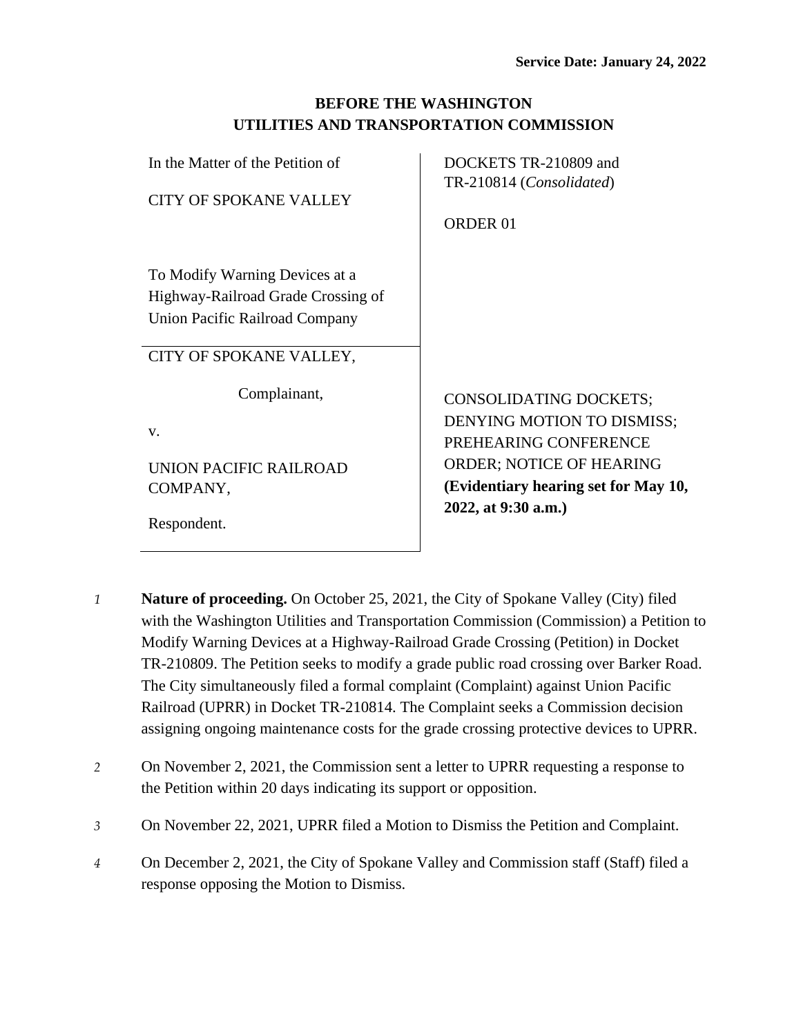**Service Date: January 24, 2022**

**BEFORE THE WASHINGTON UTILITIES AND TRANSPORTATION COMMISSION**

| | |
|---|---|
| In the Matter of the Petition of<br><br>CITY OF SPOKANE VALLEY<br><br>To Modify Warning Devices at a Highway-Railroad Grade Crossing of Union Pacific Railroad Company | DOCKETS TR-210809 and TR-210814 (*Consolidated*)<br><br>ORDER 01 |
| CITY OF SPOKANE VALLEY,<br><br>Complainant,<br><br>v.<br><br>UNION PACIFIC RAILROAD COMPANY,<br><br>Respondent. | CONSOLIDATING DOCKETS; DENYING MOTION TO DISMISS; PREHEARING CONFERENCE ORDER; NOTICE OF HEARING **(Evidentiary hearing set for May 10, 2022, at 9:30 a.m.)** |

*1* **Nature of proceeding.** On October 25, 2021, the City of Spokane Valley (City) filed with the Washington Utilities and Transportation Commission (Commission) a Petition to Modify Warning Devices at a Highway-Railroad Grade Crossing (Petition) in Docket TR-210809. The Petition seeks to modify a grade public road crossing over Barker Road. The City simultaneously filed a formal complaint (Complaint) against Union Pacific Railroad (UPRR) in Docket TR-210814. The Complaint seeks a Commission decision assigning ongoing maintenance costs for the grade crossing protective devices to UPRR.

*2* On November 2, 2021, the Commission sent a letter to UPRR requesting a response to the Petition within 20 days indicating its support or opposition.

*3* On November 22, 2021, UPRR filed a Motion to Dismiss the Petition and Complaint.

*4* On December 2, 2021, the City of Spokane Valley and Commission staff (Staff) filed a response opposing the Motion to Dismiss.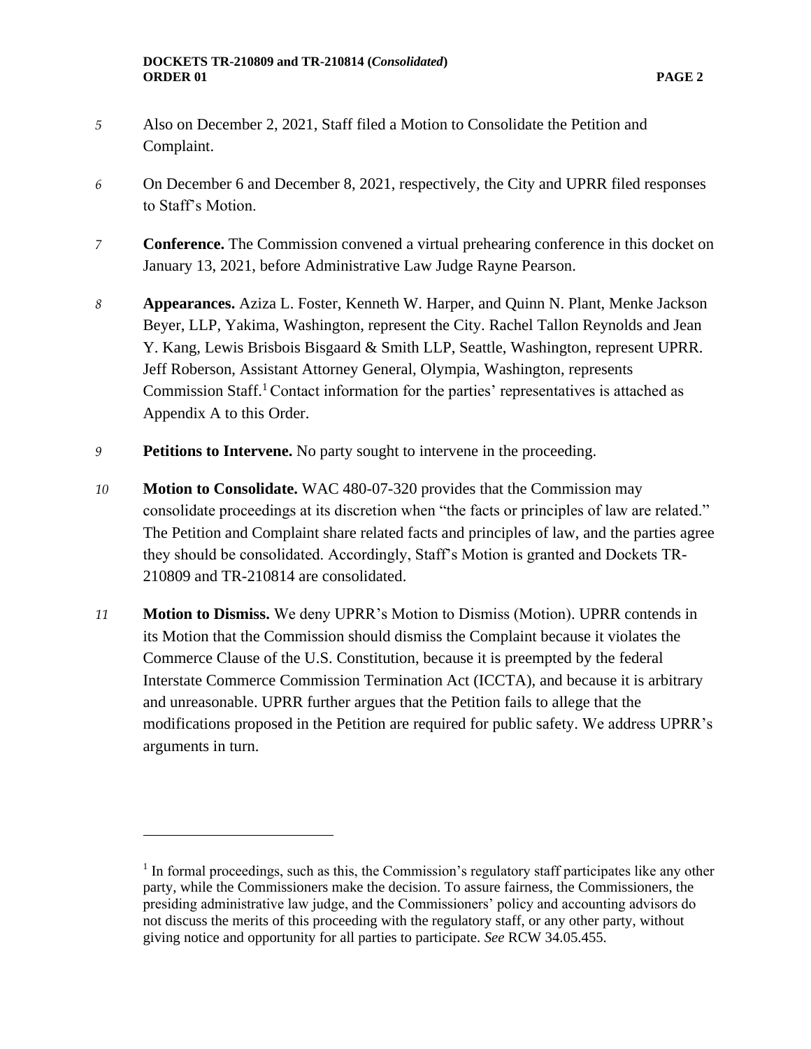*5* Also on December 2, 2021, Staff filed a Motion to Consolidate the Petition and Complaint.

*6* On December 6 and December 8, 2021, respectively, the City and UPRR filed responses to Staff's Motion.

*7* **Conference.** The Commission convened a virtual prehearing conference in this docket on January 13, 2021, before Administrative Law Judge Rayne Pearson.

*8* **Appearances.** Aziza L. Foster, Kenneth W. Harper, and Quinn N. Plant, Menke Jackson Beyer, LLP, Yakima, Washington, represent the City. Rachel Tallon Reynolds and Jean Y. Kang, Lewis Brisbois Bisgaard & Smith LLP, Seattle, Washington, represent UPRR. Jeff Roberson, Assistant Attorney General, Olympia, Washington, represents Commission Staff.[1] Contact information for the parties' representatives is attached as Appendix A to this Order.

*9* **Petitions to Intervene.** No party sought to intervene in the proceeding.

*10* **Motion to Consolidate.** WAC 480-07-320 provides that the Commission may consolidate proceedings at its discretion when "the facts or principles of law are related." The Petition and Complaint share related facts and principles of law, and the parties agree they should be consolidated. Accordingly, Staff's Motion is granted and Dockets TR-210809 and TR-210814 are consolidated.

*11* **Motion to Dismiss.** We deny UPRR's Motion to Dismiss (Motion). UPRR contends in its Motion that the Commission should dismiss the Complaint because it violates the Commerce Clause of the U.S. Constitution, because it is preempted by the federal Interstate Commerce Commission Termination Act (ICCTA), and because it is arbitrary and unreasonable. UPRR further argues that the Petition fails to allege that the modifications proposed in the Petition are required for public safety. We address UPRR's arguments in turn.

---

[1] In formal proceedings, such as this, the Commission's regulatory staff participates like any other party, while the Commissioners make the decision. To assure fairness, the Commissioners, the presiding administrative law judge, and the Commissioners' policy and accounting advisors do not discuss the merits of this proceeding with the regulatory staff, or any other party, without giving notice and opportunity for all parties to participate. *See* RCW 34.05.455.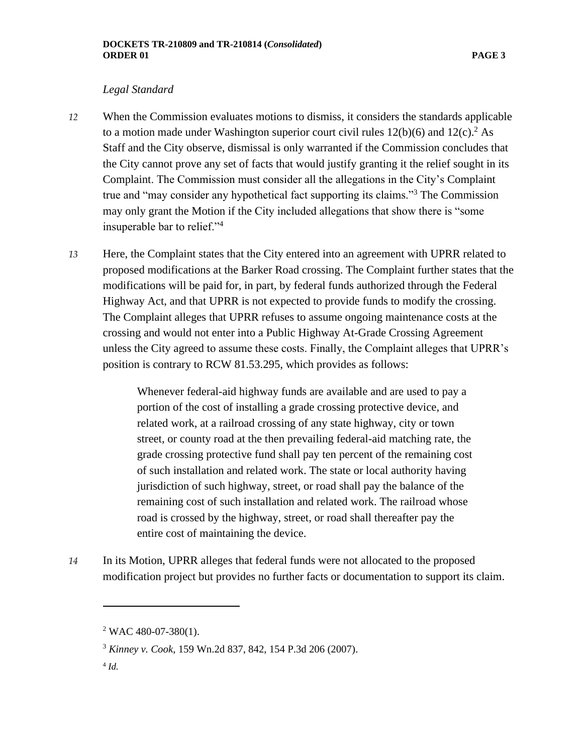*Legal Standard*

12 When the Commission evaluates motions to dismiss, it considers the standards applicable to a motion made under Washington superior court civil rules 12(b)(6) and 12(c).[2] As Staff and the City observe, dismissal is only warranted if the Commission concludes that the City cannot prove any set of facts that would justify granting it the relief sought in its Complaint. The Commission must consider all the allegations in the City's Complaint true and "may consider any hypothetical fact supporting its claims."[3] The Commission may only grant the Motion if the City included allegations that show there is "some insuperable bar to relief."[4]

13 Here, the Complaint states that the City entered into an agreement with UPRR related to proposed modifications at the Barker Road crossing. The Complaint further states that the modifications will be paid for, in part, by federal funds authorized through the Federal Highway Act, and that UPRR is not expected to provide funds to modify the crossing. The Complaint alleges that UPRR refuses to assume ongoing maintenance costs at the crossing and would not enter into a Public Highway At-Grade Crossing Agreement unless the City agreed to assume these costs. Finally, the Complaint alleges that UPRR's position is contrary to RCW 81.53.295, which provides as follows:

> Whenever federal-aid highway funds are available and are used to pay a portion of the cost of installing a grade crossing protective device, and related work, at a railroad crossing of any state highway, city or town street, or county road at the then prevailing federal-aid matching rate, the grade crossing protective fund shall pay ten percent of the remaining cost of such installation and related work. The state or local authority having jurisdiction of such highway, street, or road shall pay the balance of the remaining cost of such installation and related work. The railroad whose road is crossed by the highway, street, or road shall thereafter pay the entire cost of maintaining the device.

14 In its Motion, UPRR alleges that federal funds were not allocated to the proposed modification project but provides no further facts or documentation to support its claim.

---

[2] WAC 480-07-380(1).

[3] *Kinney v. Cook*, 159 Wn.2d 837, 842, 154 P.3d 206 (2007).

[4] *Id.*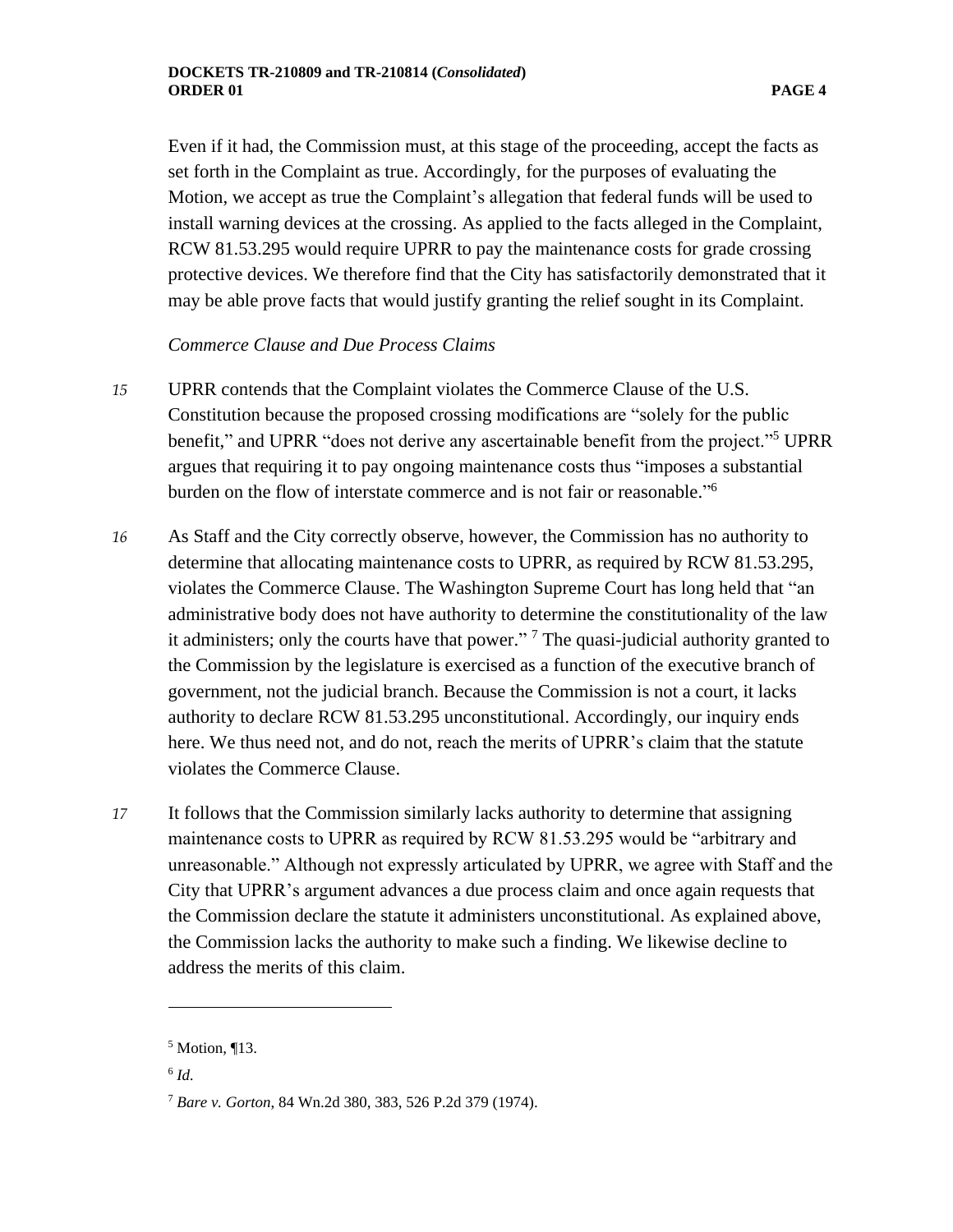Even if it had, the Commission must, at this stage of the proceeding, accept the facts as set forth in the Complaint as true. Accordingly, for the purposes of evaluating the Motion, we accept as true the Complaint's allegation that federal funds will be used to install warning devices at the crossing. As applied to the facts alleged in the Complaint, RCW 81.53.295 would require UPRR to pay the maintenance costs for grade crossing protective devices. We therefore find that the City has satisfactorily demonstrated that it may be able prove facts that would justify granting the relief sought in its Complaint.

*Commerce Clause and Due Process Claims*

*15* UPRR contends that the Complaint violates the Commerce Clause of the U.S. Constitution because the proposed crossing modifications are "solely for the public benefit," and UPRR "does not derive any ascertainable benefit from the project."[5] UPRR argues that requiring it to pay ongoing maintenance costs thus "imposes a substantial burden on the flow of interstate commerce and is not fair or reasonable."[6]

*16* As Staff and the City correctly observe, however, the Commission has no authority to determine that allocating maintenance costs to UPRR, as required by RCW 81.53.295, violates the Commerce Clause. The Washington Supreme Court has long held that "an administrative body does not have authority to determine the constitutionality of the law it administers; only the courts have that power." [7] The quasi-judicial authority granted to the Commission by the legislature is exercised as a function of the executive branch of government, not the judicial branch. Because the Commission is not a court, it lacks authority to declare RCW 81.53.295 unconstitutional. Accordingly, our inquiry ends here. We thus need not, and do not, reach the merits of UPRR's claim that the statute violates the Commerce Clause.

*17* It follows that the Commission similarly lacks authority to determine that assigning maintenance costs to UPRR as required by RCW 81.53.295 would be "arbitrary and unreasonable." Although not expressly articulated by UPRR, we agree with Staff and the City that UPRR's argument advances a due process claim and once again requests that the Commission declare the statute it administers unconstitutional. As explained above, the Commission lacks the authority to make such a finding. We likewise decline to address the merits of this claim.

---

[5] Motion, ¶13.

[6] *Id.*

[7] *Bare v. Gorton*, 84 Wn.2d 380, 383, 526 P.2d 379 (1974).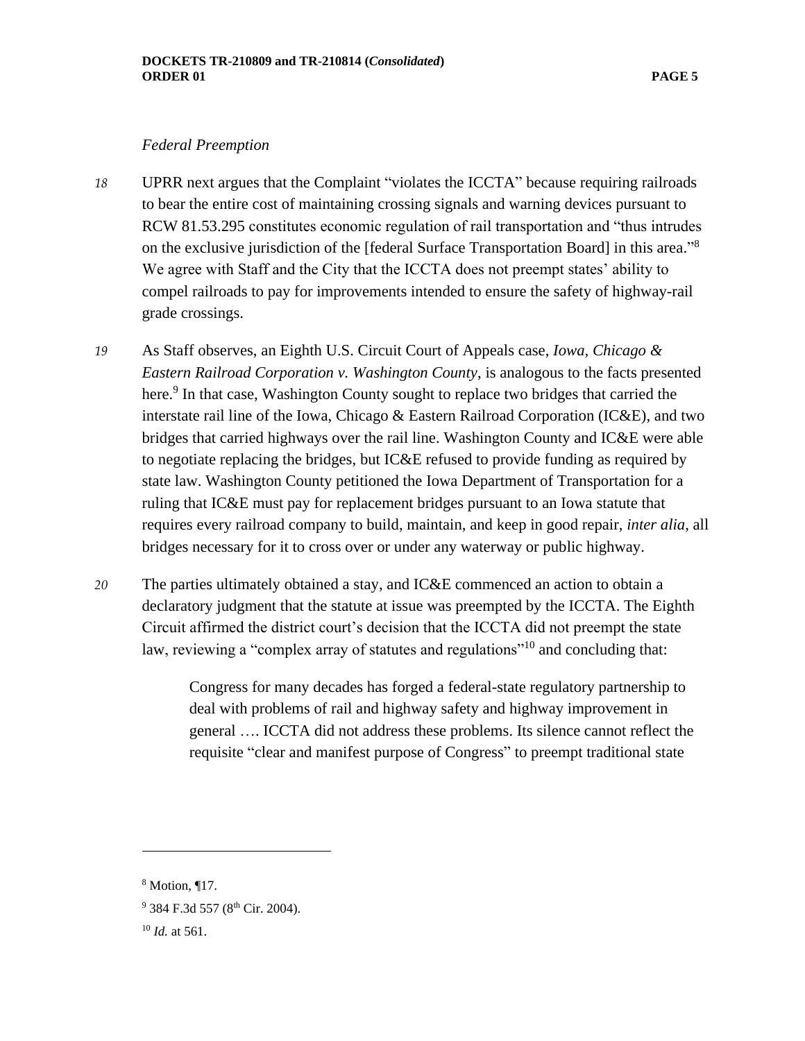*Federal Preemption*

18 UPRR next argues that the Complaint "violates the ICCTA" because requiring railroads to bear the entire cost of maintaining crossing signals and warning devices pursuant to RCW 81.53.295 constitutes economic regulation of rail transportation and "thus intrudes on the exclusive jurisdiction of the [federal Surface Transportation Board] in this area."[8] We agree with Staff and the City that the ICCTA does not preempt states' ability to compel railroads to pay for improvements intended to ensure the safety of highway-rail grade crossings.

19 As Staff observes, an Eighth U.S. Circuit Court of Appeals case, *Iowa, Chicago & Eastern Railroad Corporation v. Washington County*, is analogous to the facts presented here.[9] In that case, Washington County sought to replace two bridges that carried the interstate rail line of the Iowa, Chicago & Eastern Railroad Corporation (IC&E), and two bridges that carried highways over the rail line. Washington County and IC&E were able to negotiate replacing the bridges, but IC&E refused to provide funding as required by state law. Washington County petitioned the Iowa Department of Transportation for a ruling that IC&E must pay for replacement bridges pursuant to an Iowa statute that requires every railroad company to build, maintain, and keep in good repair, *inter alia*, all bridges necessary for it to cross over or under any waterway or public highway.

20 The parties ultimately obtained a stay, and IC&E commenced an action to obtain a declaratory judgment that the statute at issue was preempted by the ICCTA. The Eighth Circuit affirmed the district court's decision that the ICCTA did not preempt the state law, reviewing a "complex array of statutes and regulations"[10] and concluding that:

> Congress for many decades has forged a federal-state regulatory partnership to deal with problems of rail and highway safety and highway improvement in general …. ICCTA did not address these problems. Its silence cannot reflect the requisite "clear and manifest purpose of Congress" to preempt traditional state

---

[8] Motion, ¶17.

[9] 384 F.3d 557 (8th Cir. 2004).

[10] *Id.* at 561.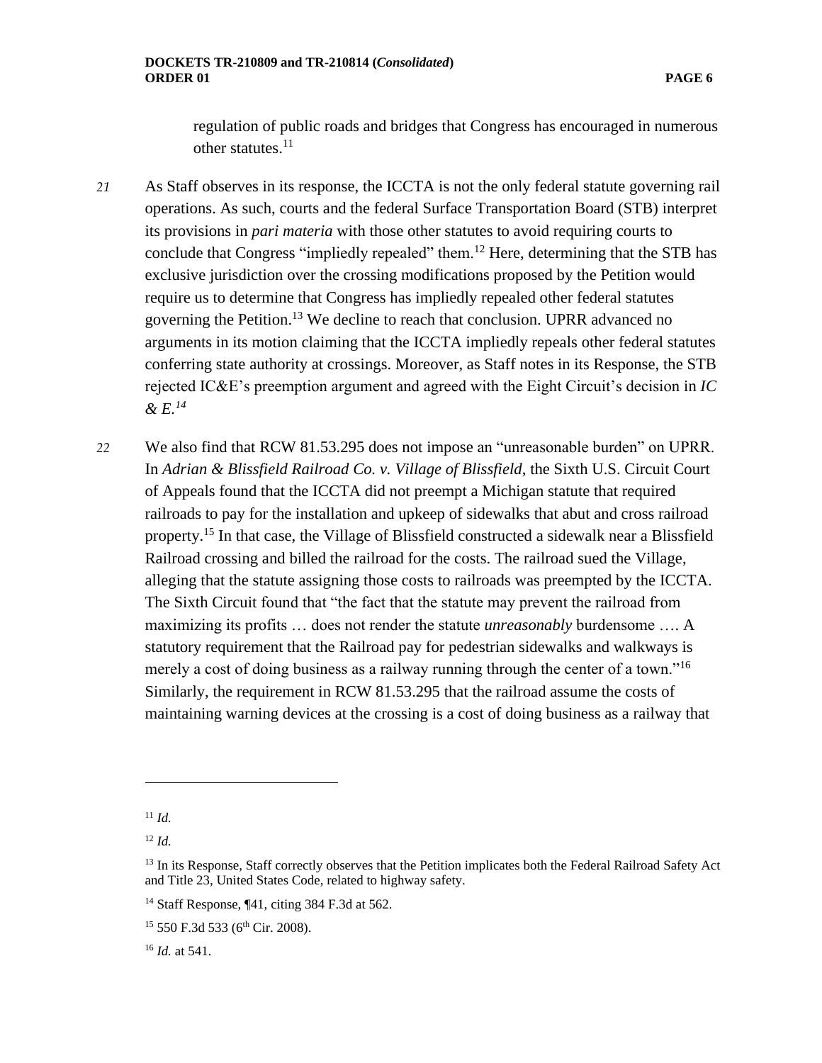regulation of public roads and bridges that Congress has encouraged in numerous other statutes.[11]

21 As Staff observes in its response, the ICCTA is not the only federal statute governing rail operations. As such, courts and the federal Surface Transportation Board (STB) interpret its provisions in *pari materia* with those other statutes to avoid requiring courts to conclude that Congress "impliedly repealed" them.[12] Here, determining that the STB has exclusive jurisdiction over the crossing modifications proposed by the Petition would require us to determine that Congress has impliedly repealed other federal statutes governing the Petition.[13] We decline to reach that conclusion. UPRR advanced no arguments in its motion claiming that the ICCTA impliedly repeals other federal statutes conferring state authority at crossings. Moreover, as Staff notes in its Response, the STB rejected IC&E's preemption argument and agreed with the Eight Circuit's decision in *IC & E.*[14]

22 We also find that RCW 81.53.295 does not impose an "unreasonable burden" on UPRR. In *Adrian & Blissfield Railroad Co. v. Village of Blissfield*, the Sixth U.S. Circuit Court of Appeals found that the ICCTA did not preempt a Michigan statute that required railroads to pay for the installation and upkeep of sidewalks that abut and cross railroad property.[15] In that case, the Village of Blissfield constructed a sidewalk near a Blissfield Railroad crossing and billed the railroad for the costs. The railroad sued the Village, alleging that the statute assigning those costs to railroads was preempted by the ICCTA. The Sixth Circuit found that "the fact that the statute may prevent the railroad from maximizing its profits … does not render the statute *unreasonably* burdensome …. A statutory requirement that the Railroad pay for pedestrian sidewalks and walkways is merely a cost of doing business as a railway running through the center of a town."[16] Similarly, the requirement in RCW 81.53.295 that the railroad assume the costs of maintaining warning devices at the crossing is a cost of doing business as a railway that

---

[11] *Id.*

[12] *Id.*

[13] In its Response, Staff correctly observes that the Petition implicates both the Federal Railroad Safety Act and Title 23, United States Code, related to highway safety.

[14] Staff Response, ¶41, citing 384 F.3d at 562.

[15] 550 F.3d 533 (6th Cir. 2008).

[16] *Id.* at 541.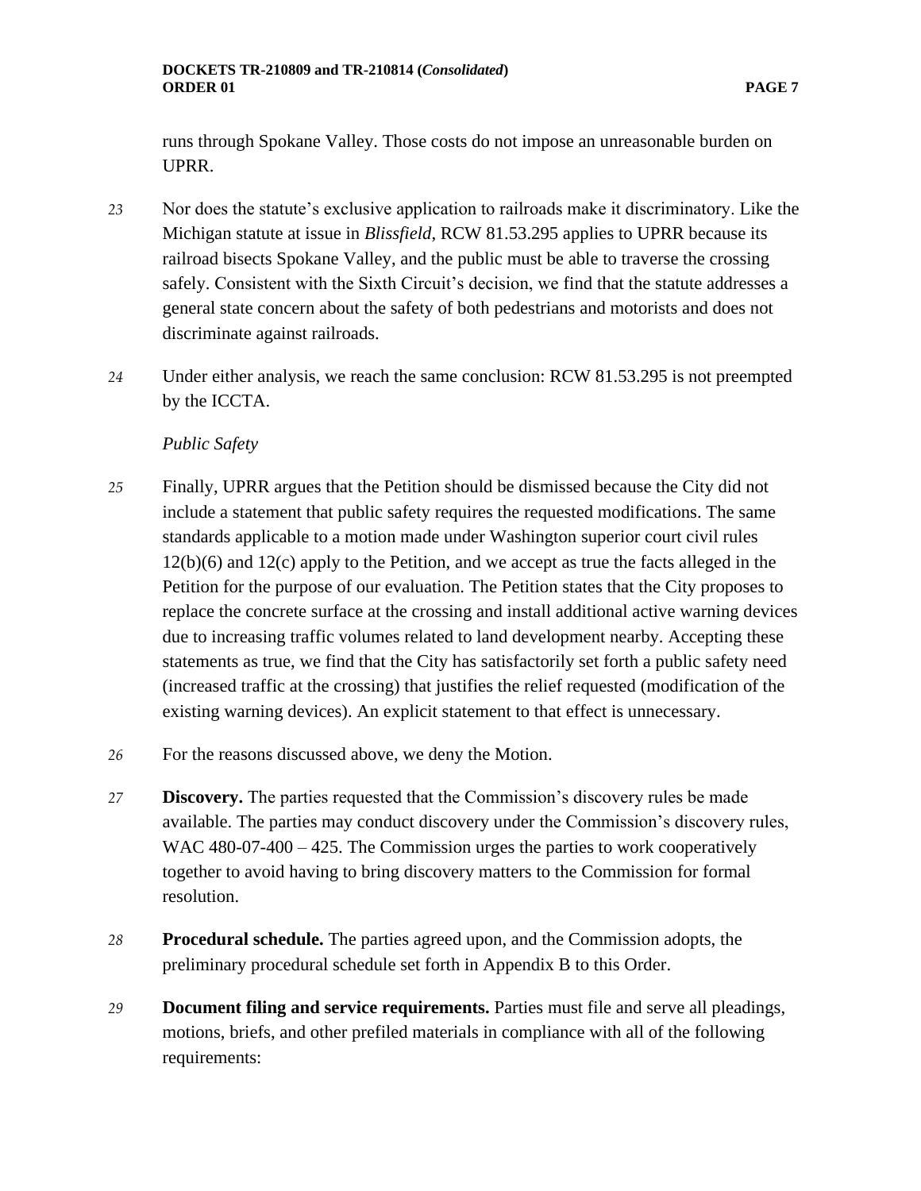runs through Spokane Valley. Those costs do not impose an unreasonable burden on UPRR.

23 Nor does the statute's exclusive application to railroads make it discriminatory. Like the Michigan statute at issue in *Blissfield*, RCW 81.53.295 applies to UPRR because its railroad bisects Spokane Valley, and the public must be able to traverse the crossing safely. Consistent with the Sixth Circuit's decision, we find that the statute addresses a general state concern about the safety of both pedestrians and motorists and does not discriminate against railroads.

24 Under either analysis, we reach the same conclusion: RCW 81.53.295 is not preempted by the ICCTA.

*Public Safety*

25 Finally, UPRR argues that the Petition should be dismissed because the City did not include a statement that public safety requires the requested modifications. The same standards applicable to a motion made under Washington superior court civil rules 12(b)(6) and 12(c) apply to the Petition, and we accept as true the facts alleged in the Petition for the purpose of our evaluation. The Petition states that the City proposes to replace the concrete surface at the crossing and install additional active warning devices due to increasing traffic volumes related to land development nearby. Accepting these statements as true, we find that the City has satisfactorily set forth a public safety need (increased traffic at the crossing) that justifies the relief requested (modification of the existing warning devices). An explicit statement to that effect is unnecessary.

26 For the reasons discussed above, we deny the Motion.

27 **Discovery.** The parties requested that the Commission's discovery rules be made available. The parties may conduct discovery under the Commission's discovery rules, WAC 480-07-400 – 425. The Commission urges the parties to work cooperatively together to avoid having to bring discovery matters to the Commission for formal resolution.

28 **Procedural schedule.** The parties agreed upon, and the Commission adopts, the preliminary procedural schedule set forth in Appendix B to this Order.

29 **Document filing and service requirements.** Parties must file and serve all pleadings, motions, briefs, and other prefiled materials in compliance with all of the following requirements: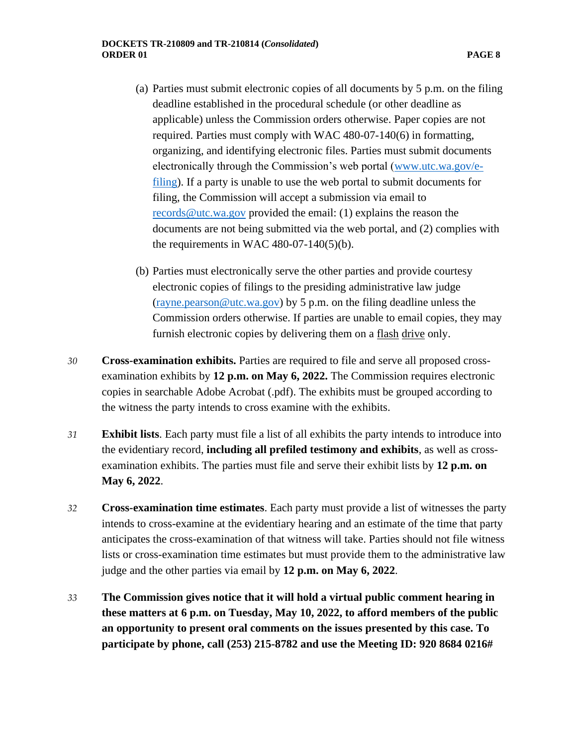(a) Parties must submit electronic copies of all documents by 5 p.m. on the filing deadline established in the procedural schedule (or other deadline as applicable) unless the Commission orders otherwise. Paper copies are not required. Parties must comply with WAC 480-07-140(6) in formatting, organizing, and identifying electronic files. Parties must submit documents electronically through the Commission's web portal (www.utc.wa.gov/e-filing). If a party is unable to use the web portal to submit documents for filing, the Commission will accept a submission via email to records@utc.wa.gov provided the email: (1) explains the reason the documents are not being submitted via the web portal, and (2) complies with the requirements in WAC 480-07-140(5)(b).

(b) Parties must electronically serve the other parties and provide courtesy electronic copies of filings to the presiding administrative law judge (rayne.pearson@utc.wa.gov) by 5 p.m. on the filing deadline unless the Commission orders otherwise. If parties are unable to email copies, they may furnish electronic copies by delivering them on a flash drive only.

*30* **Cross-examination exhibits.** Parties are required to file and serve all proposed cross-examination exhibits by **12 p.m. on May 6, 2022.** The Commission requires electronic copies in searchable Adobe Acrobat (.pdf). The exhibits must be grouped according to the witness the party intends to cross examine with the exhibits.

*31* **Exhibit lists**. Each party must file a list of all exhibits the party intends to introduce into the evidentiary record, **including all prefiled testimony and exhibits**, as well as cross-examination exhibits. The parties must file and serve their exhibit lists by **12 p.m. on May 6, 2022**.

*32* **Cross-examination time estimates**. Each party must provide a list of witnesses the party intends to cross-examine at the evidentiary hearing and an estimate of the time that party anticipates the cross-examination of that witness will take. Parties should not file witness lists or cross-examination time estimates but must provide them to the administrative law judge and the other parties via email by **12 p.m. on May 6, 2022**.

*33* **The Commission gives notice that it will hold a virtual public comment hearing in these matters at 6 p.m. on Tuesday, May 10, 2022, to afford members of the public an opportunity to present oral comments on the issues presented by this case. To participate by phone, call (253) 215-8782 and use the Meeting ID: 920 8684 0216#**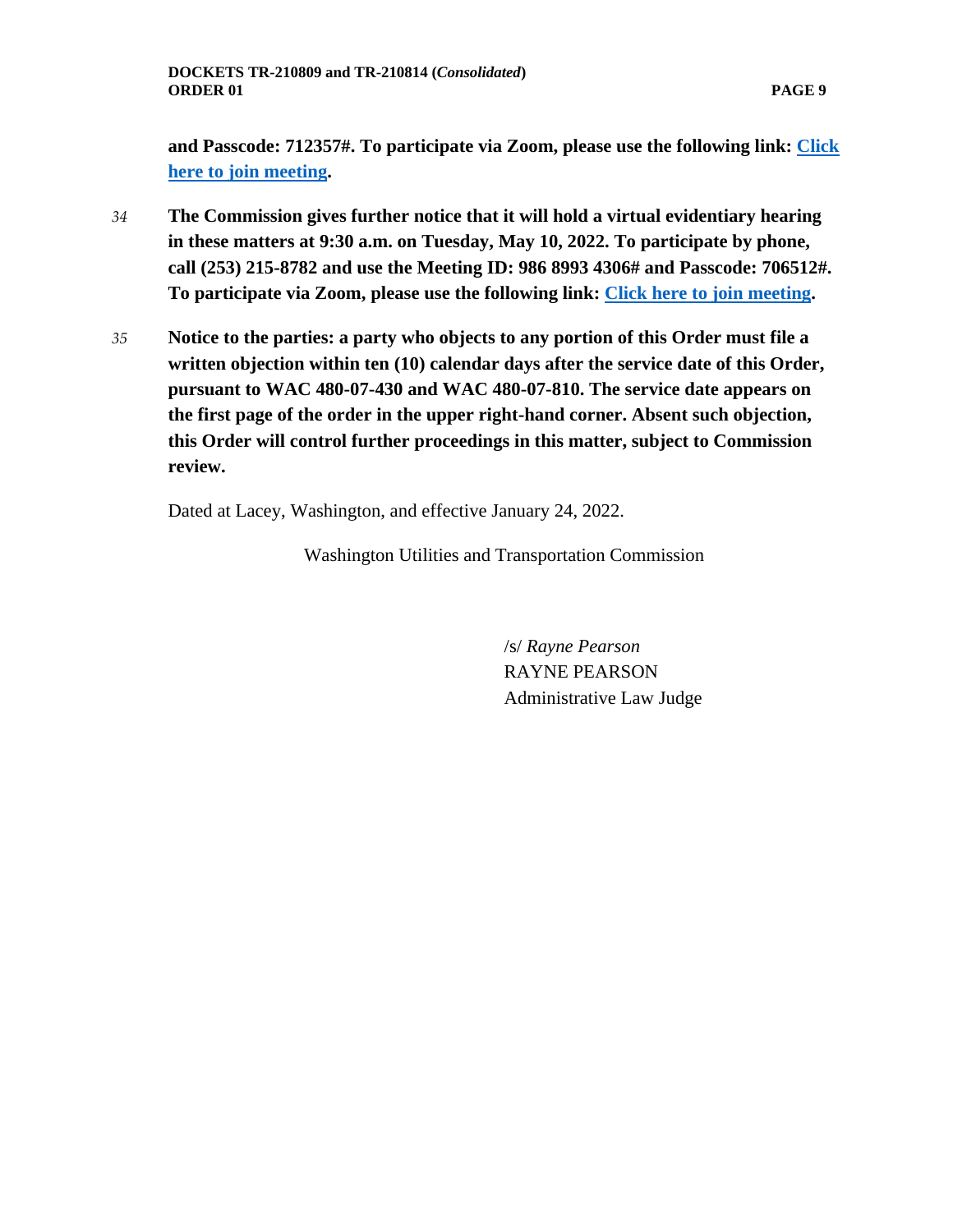**and Passcode: 712357#. To participate via Zoom, please use the following link: Click here to join meeting.**

*34* **The Commission gives further notice that it will hold a virtual evidentiary hearing in these matters at 9:30 a.m. on Tuesday, May 10, 2022. To participate by phone, call (253) 215-8782 and use the Meeting ID: 986 8993 4306# and Passcode: 706512#. To participate via Zoom, please use the following link: Click here to join meeting.**

*35* **Notice to the parties: a party who objects to any portion of this Order must file a written objection within ten (10) calendar days after the service date of this Order, pursuant to WAC 480-07-430 and WAC 480-07-810. The service date appears on the first page of the order in the upper right-hand corner. Absent such objection, this Order will control further proceedings in this matter, subject to Commission review.**

Dated at Lacey, Washington, and effective January 24, 2022.

Washington Utilities and Transportation Commission

/s/ *Rayne Pearson*
RAYNE PEARSON
Administrative Law Judge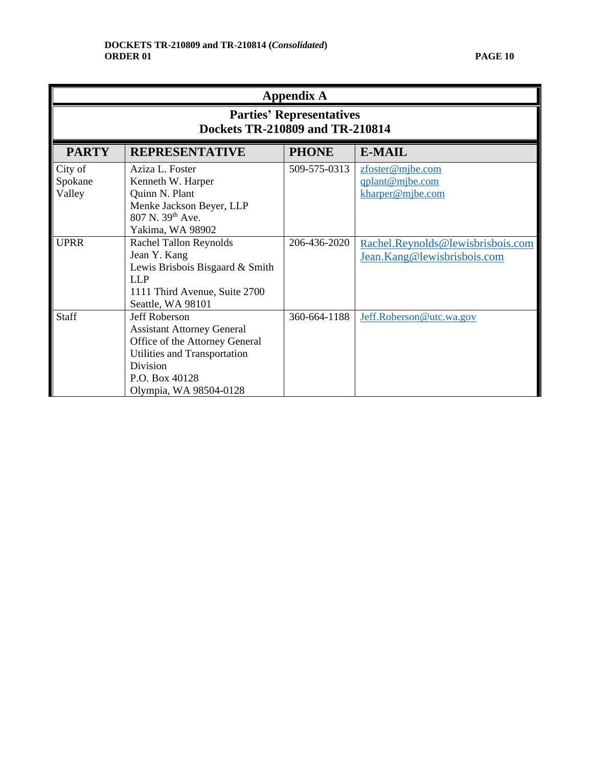## Appendix A

### Parties' Representatives
### Dockets TR-210809 and TR-210814

| PARTY | REPRESENTATIVE | PHONE | E-MAIL |
|---|---|---|---|
| City of Spokane Valley | Aziza L. Foster<br>Kenneth W. Harper<br>Quinn N. Plant<br>Menke Jackson Beyer, LLP<br>807 N. 39th Ave.<br>Yakima, WA 98902 | 509-575-0313 | zfoster@mjbe.com<br>qplant@mjbe.com<br>kharper@mjbe.com |
| UPRR | Rachel Tallon Reynolds<br>Jean Y. Kang<br>Lewis Brisbois Bisgaard & Smith LLP<br>1111 Third Avenue, Suite 2700<br>Seattle, WA 98101 | 206-436-2020 | Rachel.Reynolds@lewisbrisbois.com<br>Jean.Kang@lewisbrisbois.com |
| Staff | Jeff Roberson<br>Assistant Attorney General<br>Office of the Attorney General<br>Utilities and Transportation Division<br>P.O. Box 40128<br>Olympia, WA 98504-0128 | 360-664-1188 | Jeff.Roberson@utc.wa.gov |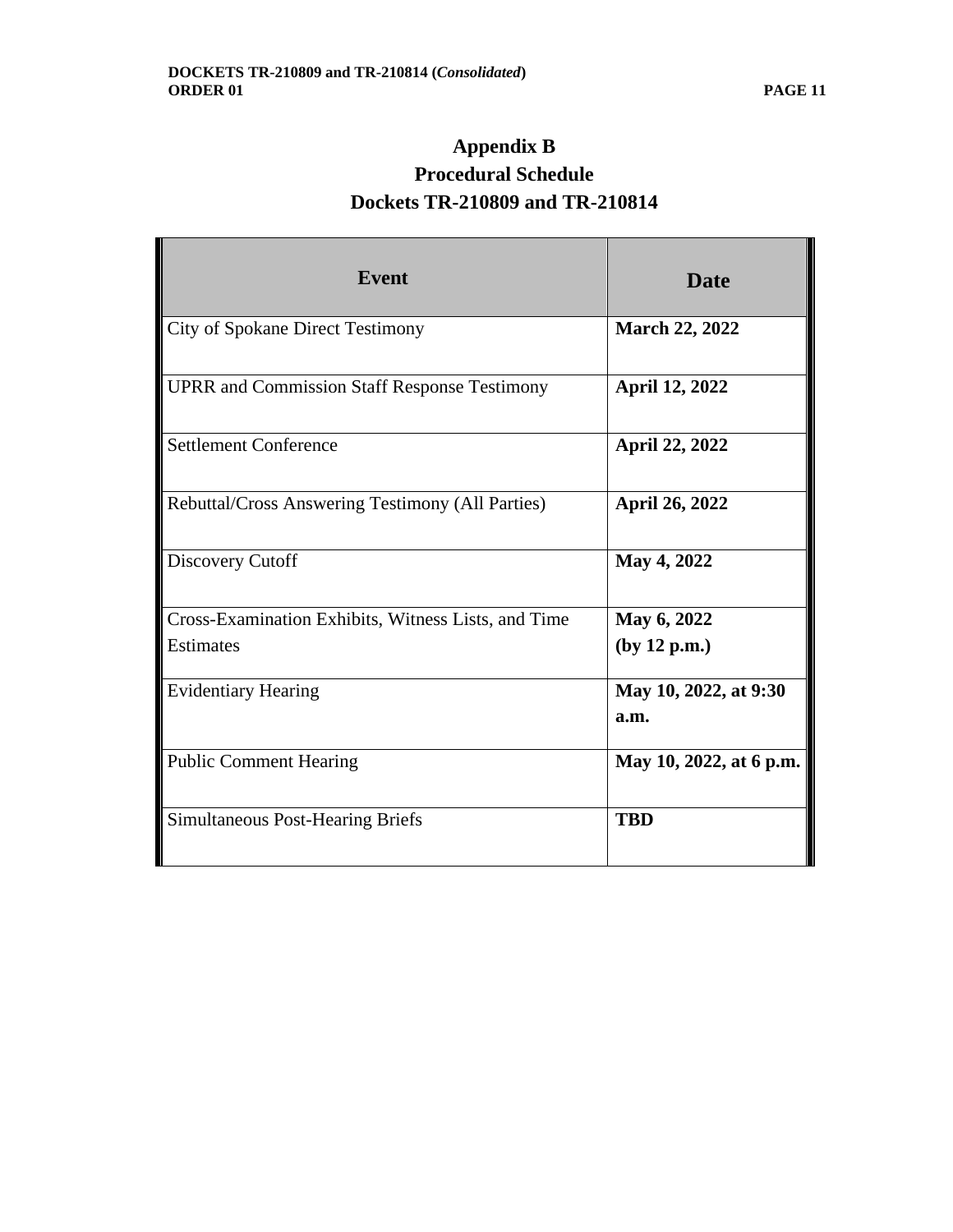# Appendix B

## Procedural Schedule

## Dockets TR-210809 and TR-210814

| Event | Date |
|---|---|
| City of Spokane Direct Testimony | **March 22, 2022** |
| UPRR and Commission Staff Response Testimony | **April 12, 2022** |
| Settlement Conference | **April 22, 2022** |
| Rebuttal/Cross Answering Testimony (All Parties) | **April 26, 2022** |
| Discovery Cutoff | **May 4, 2022** |
| Cross-Examination Exhibits, Witness Lists, and Time Estimates | **May 6, 2022 (by 12 p.m.)** |
| Evidentiary Hearing | **May 10, 2022, at 9:30 a.m.** |
| Public Comment Hearing | **May 10, 2022, at 6 p.m.** |
| Simultaneous Post-Hearing Briefs | **TBD** |